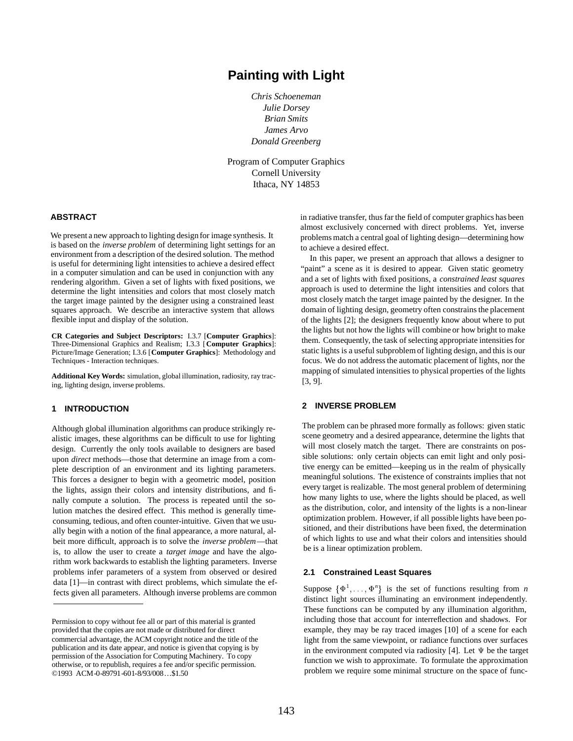# Painting with Light

*Chris Schoeneman*
*Julie Dorsey*
*Brian Smits*
*James Arvo*
*Donald Greenberg*

Program of Computer Graphics
Cornell University
Ithaca, NY 14853

## ABSTRACT

We present a new approach to lighting design for image synthesis. It is based on the *inverse problem* of determining light settings for an environment from a description of the desired solution. The method is useful for determining light intensities to achieve a desired effect in a computer simulation and can be used in conjunction with any rendering algorithm. Given a set of lights with fixed positions, we determine the light intensities and colors that most closely match the target image painted by the designer using a constrained least squares approach. We describe an interactive system that allows flexible input and display of the solution.

**CR Categories and Subject Descriptors:** I.3.7 [**Computer Graphics**]: Three-Dimensional Graphics and Realism; I.3.3 [**Computer Graphics**]: Picture/Image Generation; I.3.6 [**Computer Graphics**]: Methodology and Techniques - Interaction techniques.

**Additional Key Words:** simulation, global illumination, radiosity, ray tracing, lighting design, inverse problems.

## 1 INTRODUCTION

Although global illumination algorithms can produce strikingly realistic images, these algorithms can be difficult to use for lighting design. Currently the only tools available to designers are based upon *direct* methods—those that determine an image from a complete description of an environment and its lighting parameters. This forces a designer to begin with a geometric model, position the lights, assign their colors and intensity distributions, and finally compute a solution. The process is repeated until the solution matches the desired effect. This method is generally time-consuming, tedious, and often counter-intuitive. Given that we usually begin with a notion of the final appearance, a more natural, albeit more difficult, approach is to solve the *inverse problem*—that is, to allow the user to create a *target image* and have the algorithm work backwards to establish the lighting parameters. Inverse problems infer parameters of a system from observed or desired data [1]—in contrast with direct problems, which simulate the effects given all parameters. Although inverse problems are common in radiative transfer, thus far the field of computer graphics has been almost exclusively concerned with direct problems. Yet, inverse problems match a central goal of lighting design—determining how to achieve a desired effect.

In this paper, we present an approach that allows a designer to "paint" a scene as it is desired to appear. Given static geometry and a set of lights with fixed positions, a *constrained least squares* approach is used to determine the light intensities and colors that most closely match the target image painted by the designer. In the domain of lighting design, geometry often constrains the placement of the lights [2]; the designers frequently know about where to put the lights but not how the lights will combine or how bright to make them. Consequently, the task of selecting appropriate intensities for static lights is a useful subproblem of lighting design, and this is our focus. We do not address the automatic placement of lights, nor the mapping of simulated intensities to physical properties of the lights [3, 9].

Permission to copy without fee all or part of this material is granted provided that the copies are not made or distributed for direct commercial advantage, the ACM copyright notice and the title of the publication and its date appear, and notice is given that copying is by permission of the Association for Computing Machinery. To copy otherwise, or to republish, requires a fee and/or specific permission.
©1993 ACM-0-89791-601-8/93/008…$1.50

## 2 INVERSE PROBLEM

The problem can be phrased more formally as follows: given static scene geometry and a desired appearance, determine the lights that will most closely match the target. There are constraints on possible solutions: only certain objects can emit light and only positive energy can be emitted—keeping us in the realm of physically meaningful solutions. The existence of constraints implies that not every target is realizable. The most general problem of determining how many lights to use, where the lights should be placed, as well as the distribution, color, and intensity of the lights is a non-linear optimization problem. However, if all possible lights have been positioned, and their distributions have been fixed, the determination of which lights to use and what their colors and intensities should be is a linear optimization problem.

### 2.1 Constrained Least Squares

Suppose $\{\Phi^1, \ldots, \Phi^n\}$ is the set of functions resulting from $n$ distinct light sources illuminating an environment independently. These functions can be computed by any illumination algorithm, including those that account for interreflection and shadows. For example, they may be ray traced images [10] of a scene for each light from the same viewpoint, or radiance functions over surfaces in the environment computed via radiosity [4]. Let $\Psi$ be the target function we wish to approximate. To formulate the approximation problem we require some minimal structure on the space of func-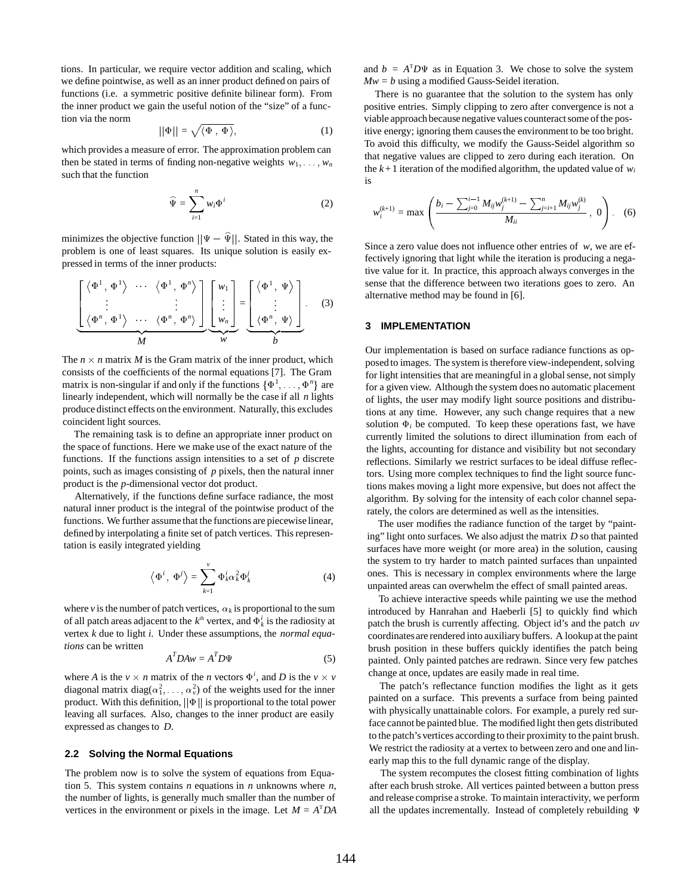tions. In particular, we require vector addition and scaling, which we define pointwise, as well as an inner product defined on pairs of functions (i.e. a symmetric positive definite bilinear form). From the inner product we gain the useful notion of the "size" of a function via the norm

$$||\Phi|| = \sqrt{\langle \Phi \, , \, \Phi \rangle}, \tag{1}$$

which provides a measure of error. The approximation problem can then be stated in terms of finding non-negative weights $w_1, \ldots, w_n$ such that the function

$$\widehat{\Psi} = \sum_{i=1}^{n} w_i \Phi^i \tag{2}$$

minimizes the objective function $||\Psi - \widehat{\Psi}||$. Stated in this way, the problem is one of least squares. Its unique solution is easily expressed in terms of the inner products:

$$\underbrace{\begin{bmatrix} \langle \Phi^1 , \Phi^1 \rangle & \cdots & \langle \Phi^1 , \Phi^n \rangle \\ \vdots & & \vdots \\ \langle \Phi^n , \Phi^1 \rangle & \cdots & \langle \Phi^n , \Phi^n \rangle \end{bmatrix}}_{M} \underbrace{\begin{bmatrix} w_1 \\ \vdots \\ w_n \end{bmatrix}}_{w} = \underbrace{\begin{bmatrix} \langle \Phi^1 , \Psi \rangle \\ \vdots \\ \langle \Phi^n , \Psi \rangle \end{bmatrix}}_{b}. \tag{3}$$

The $n \times n$ matrix $M$ is the Gram matrix of the inner product, which consists of the coefficients of the normal equations [7]. The Gram matrix is non-singular if and only if the functions $\{\Phi^1, \ldots, \Phi^n\}$ are linearly independent, which will normally be the case if all $n$ lights produce distinct effects on the environment. Naturally, this excludes coincident light sources.

The remaining task is to define an appropriate inner product on the space of functions. Here we make use of the exact nature of the functions. If the functions assign intensities to a set of $p$ discrete points, such as images consisting of $p$ pixels, then the natural inner product is the $p$-dimensional vector dot product.

Alternatively, if the functions define surface radiance, the most natural inner product is the integral of the pointwise product of the functions. We further assume that the functions are piecewise linear, defined by interpolating a finite set of patch vertices. This representation is easily integrated yielding

$$\langle \Phi^i , \Phi^j \rangle = \sum_{k=1}^{v} \Phi^i_k \alpha_k^2 \Phi^j_k \tag{4}$$

where $v$ is the number of patch vertices, $\alpha_k$ is proportional to the sum of all patch areas adjacent to the $k^{\text{th}}$ vertex, and $\Phi^i_k$ is the radiosity at vertex $k$ due to light $i$. Under these assumptions, the *normal equations* can be written

$$A^T D A w = A^T D \Psi \tag{5}$$

where $A$ is the $v \times n$ matrix of the $n$ vectors $\Phi^i$, and $D$ is the $v \times v$ diagonal matrix $\text{diag}(\alpha_1^2, \ldots, \alpha_v^2)$ of the weights used for the inner product. With this definition, $||\Phi||$ is proportional to the total power leaving all surfaces. Also, changes to the inner product are easily expressed as changes to $D$.

### 2.2 Solving the Normal Equations

The problem now is to solve the system of equations from Equation 5. This system contains $n$ equations in $n$ unknowns where $n$, the number of lights, is generally much smaller than the number of vertices in the environment or pixels in the image. Let $M = A^T D A$ and $b = A^T D \Psi$ as in Equation 3. We chose to solve the system $Mw = b$ using a modified Gauss-Seidel iteration.

There is no guarantee that the solution to the system has only positive entries. Simply clipping to zero after convergence is not a viable approach because negative values counteract some of the positive energy; ignoring them causes the environment to be too bright. To avoid this difficulty, we modify the Gauss-Seidel algorithm so that negative values are clipped to zero during each iteration. On the $k+1$ iteration of the modified algorithm, the updated value of $w_i$ is

$$w_i^{(k+1)} = \max \left( \frac{b_i - \sum_{j=0}^{i-1} M_{ij} w_j^{(k+1)} - \sum_{j=i+1}^{n} M_{ij} w_j^{(k)}}{M_{ii}} \, , \, 0 \right). \tag{6}$$

Since a zero value does not influence other entries of $w$, we are effectively ignoring that light while the iteration is producing a negative value for it. In practice, this approach always converges in the sense that the difference between two iterations goes to zero. An alternative method may be found in [6].

## 3 IMPLEMENTATION

Our implementation is based on surface radiance functions as opposed to images. The system is therefore view-independent, solving for light intensities that are meaningful in a global sense, not simply for a given view. Although the system does no automatic placement of lights, the user may modify light source positions and distributions at any time. However, any such change requires that a new solution $\Phi_i$ be computed. To keep these operations fast, we have currently limited the solutions to direct illumination from each of the lights, accounting for distance and visibility but not secondary reflections. Similarly we restrict surfaces to be ideal diffuse reflectors. Using more complex techniques to find the light source functions makes moving a light more expensive, but does not affect the algorithm. By solving for the intensity of each color channel separately, the colors are determined as well as the intensities.

The user modifies the radiance function of the target by "painting" light onto surfaces. We also adjust the matrix $D$ so that painted surfaces have more weight (or more area) in the solution, causing the system to try harder to match painted surfaces than unpainted ones. This is necessary in complex environments where the large unpainted areas can overwhelm the effect of small painted areas.

To achieve interactive speeds while painting we use the method introduced by Hanrahan and Haeberli [5] to quickly find which patch the brush is currently affecting. Object id's and the patch *uv* coordinates are rendered into auxiliary buffers. A lookup at the paint brush position in these buffers quickly identifies the patch being painted. Only painted patches are redrawn. Since very few patches change at once, updates are easily made in real time.

The patch's reflectance function modifies the light as it gets painted on a surface. This prevents a surface from being painted with physically unattainable colors. For example, a purely red surface cannot be painted blue. The modified light then gets distributed to the patch's vertices according to their proximity to the paint brush. We restrict the radiosity at a vertex to between zero and one and linearly map this to the full dynamic range of the display.

The system recomputes the closest fitting combination of lights after each brush stroke. All vertices painted between a button press and release comprise a stroke. To maintain interactivity, we perform all the updates incrementally. Instead of completely rebuilding $\Psi$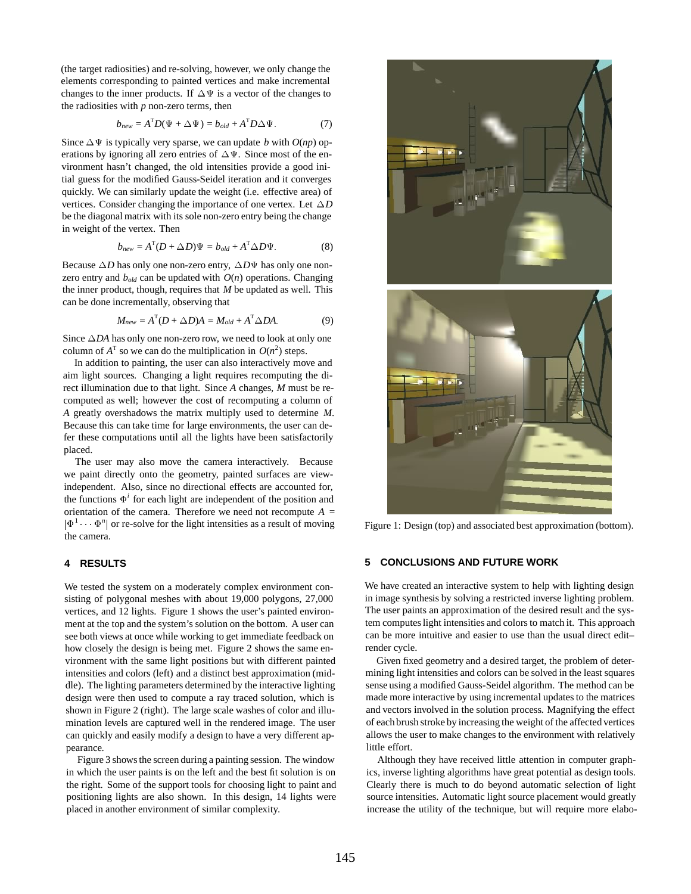(the target radiosities) and re-solving, however, we only change the elements corresponding to painted vertices and make incremental changes to the inner products. If $\Delta\Psi$ is a vector of the changes to the radiosities with $p$ non-zero terms, then

$$b_{new} = A^{\mathrm{T}}D(\Psi + \Delta\Psi) = b_{old} + A^{\mathrm{T}}D\Delta\Psi. \quad (7)$$

Since $\Delta\Psi$ is typically very sparse, we can update $b$ with $O(np)$ operations by ignoring all zero entries of $\Delta\Psi$. Since most of the environment hasn't changed, the old intensities provide a good initial guess for the modified Gauss-Seidel iteration and it converges quickly. We can similarly update the weight (i.e. effective area) of vertices. Consider changing the importance of one vertex. Let $\Delta D$ be the diagonal matrix with its sole non-zero entry being the change in weight of the vertex. Then

$$b_{new} = A^{\mathrm{T}}(D + \Delta D)\Psi = b_{old} + A^{\mathrm{T}}\Delta D\Psi. \quad (8)$$

Because $\Delta D$ has only one non-zero entry, $\Delta D\Psi$ has only one non-zero entry and $b_{old}$ can be updated with $O(n)$ operations. Changing the inner product, though, requires that $M$ be updated as well. This can be done incrementally, observing that

$$M_{new} = A^{\mathrm{T}}(D + \Delta D)A = M_{old} + A^{\mathrm{T}}\Delta DA. \quad (9)$$

Since $\Delta DA$ has only one non-zero row, we need to look at only one column of $A^{\mathrm{T}}$ so we can do the multiplication in $O(n^2)$ steps.

In addition to painting, the user can also interactively move and aim light sources. Changing a light requires recomputing the direct illumination due to that light. Since $A$ changes, $M$ must be recomputed as well; however the cost of recomputing a column of $A$ greatly overshadows the matrix multiply used to determine $M$. Because this can take time for large environments, the user can defer these computations until all the lights have been satisfactorily placed.

The user may also move the camera interactively. Because we paint directly onto the geometry, painted surfaces are view-independent. Also, since no directional effects are accounted for, the functions $\Phi^i$ for each light are independent of the position and orientation of the camera. Therefore we need not recompute $A = |\Phi^1 \cdots \Phi^n|$ or re-solve for the light intensities as a result of moving the camera.

## 4 RESULTS

We tested the system on a moderately complex environment consisting of polygonal meshes with about 19,000 polygons, 27,000 vertices, and 12 lights. Figure 1 shows the user's painted environment at the top and the system's solution on the bottom. A user can see both views at once while working to get immediate feedback on how closely the design is being met. Figure 2 shows the same environment with the same light positions but with different painted intensities and colors (left) and a distinct best approximation (middle). The lighting parameters determined by the interactive lighting design were then used to compute a ray traced solution, which is shown in Figure 2 (right). The large scale washes of color and illumination levels are captured well in the rendered image. The user can quickly and easily modify a design to have a very different appearance.

Figure 3 shows the screen during a painting session. The window in which the user paints is on the left and the best fit solution is on the right. Some of the support tools for choosing light to paint and positioning lights are also shown. In this design, 14 lights were placed in another environment of similar complexity.

Figure 1: Design (top) and associated best approximation (bottom).

## 5 CONCLUSIONS AND FUTURE WORK

We have created an interactive system to help with lighting design in image synthesis by solving a restricted inverse lighting problem. The user paints an approximation of the desired result and the system computes light intensities and colors to match it. This approach can be more intuitive and easier to use than the usual direct edit–render cycle.

Given fixed geometry and a desired target, the problem of determining light intensities and colors can be solved in the least squares sense using a modified Gauss-Seidel algorithm. The method can be made more interactive by using incremental updates to the matrices and vectors involved in the solution process. Magnifying the effect of each brush stroke by increasing the weight of the affected vertices allows the user to make changes to the environment with relatively little effort.

Although they have received little attention in computer graphics, inverse lighting algorithms have great potential as design tools. Clearly there is much to do beyond automatic selection of light source intensities. Automatic light source placement would greatly increase the utility of the technique, but will require more elabo-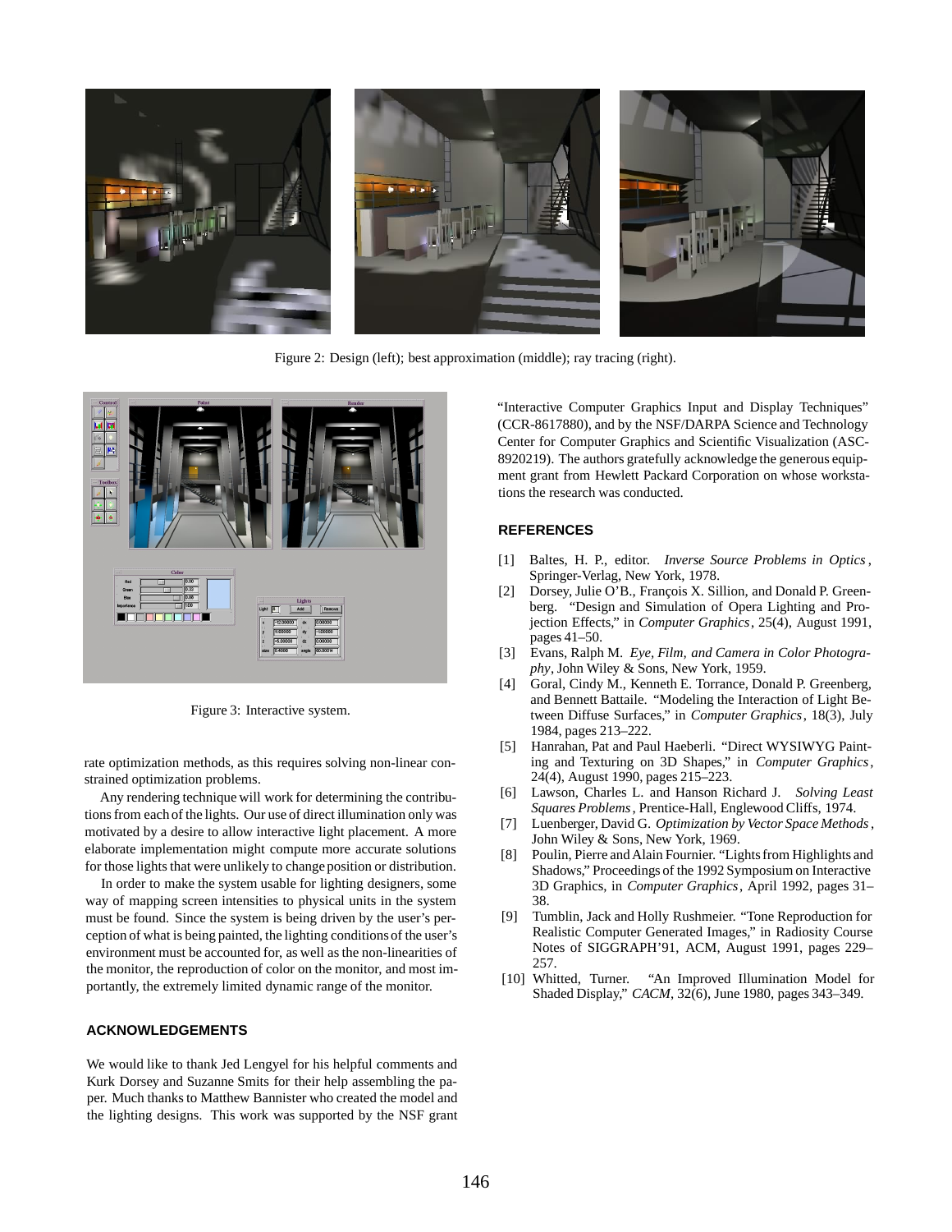Figure 2: Design (left); best approximation (middle); ray tracing (right).

Figure 3: Interactive system.

rate optimization methods, as this requires solving non-linear constrained optimization problems.

Any rendering technique will work for determining the contributions from each of the lights. Our use of direct illumination only was motivated by a desire to allow interactive light placement. A more elaborate implementation might compute more accurate solutions for those lights that were unlikely to change position or distribution.

In order to make the system usable for lighting designers, some way of mapping screen intensities to physical units in the system must be found. Since the system is being driven by the user's perception of what is being painted, the lighting conditions of the user's environment must be accounted for, as well as the non-linearities of the monitor, the reproduction of color on the monitor, and most importantly, the extremely limited dynamic range of the monitor.

## ACKNOWLEDGEMENTS

We would like to thank Jed Lengyel for his helpful comments and Kurk Dorsey and Suzanne Smits for their help assembling the paper. Much thanks to Matthew Bannister who created the model and the lighting designs. This work was supported by the NSF grant "Interactive Computer Graphics Input and Display Techniques" (CCR-8617880), and by the NSF/DARPA Science and Technology Center for Computer Graphics and Scientific Visualization (ASC-8920219). The authors gratefully acknowledge the generous equipment grant from Hewlett Packard Corporation on whose workstations the research was conducted.

## REFERENCES

[1] Baltes, H. P., editor. *Inverse Source Problems in Optics*, Springer-Verlag, New York, 1978.

[2] Dorsey, Julie O'B., François X. Sillion, and Donald P. Greenberg. "Design and Simulation of Opera Lighting and Projection Effects," in *Computer Graphics*, 25(4), August 1991, pages 41–50.

[3] Evans, Ralph M. *Eye, Film, and Camera in Color Photography*, John Wiley & Sons, New York, 1959.

[4] Goral, Cindy M., Kenneth E. Torrance, Donald P. Greenberg, and Bennett Battaile. "Modeling the Interaction of Light Between Diffuse Surfaces," in *Computer Graphics*, 18(3), July 1984, pages 213–222.

[5] Hanrahan, Pat and Paul Haeberli. "Direct WYSIWYG Painting and Texturing on 3D Shapes," in *Computer Graphics*, 24(4), August 1990, pages 215–223.

[6] Lawson, Charles L. and Hanson Richard J. *Solving Least Squares Problems*, Prentice-Hall, Englewood Cliffs, 1974.

[7] Luenberger, David G. *Optimization by Vector Space Methods*, John Wiley & Sons, New York, 1969.

[8] Poulin, Pierre and Alain Fournier. "Lights from Highlights and Shadows," Proceedings of the 1992 Symposium on Interactive 3D Graphics, in *Computer Graphics*, April 1992, pages 31–38.

[9] Tumblin, Jack and Holly Rushmeier. "Tone Reproduction for Realistic Computer Generated Images," in Radiosity Course Notes of SIGGRAPH'91, ACM, August 1991, pages 229–257.

[10] Whitted, Turner. "An Improved Illumination Model for Shaded Display," *CACM*, 32(6), June 1980, pages 343–349.